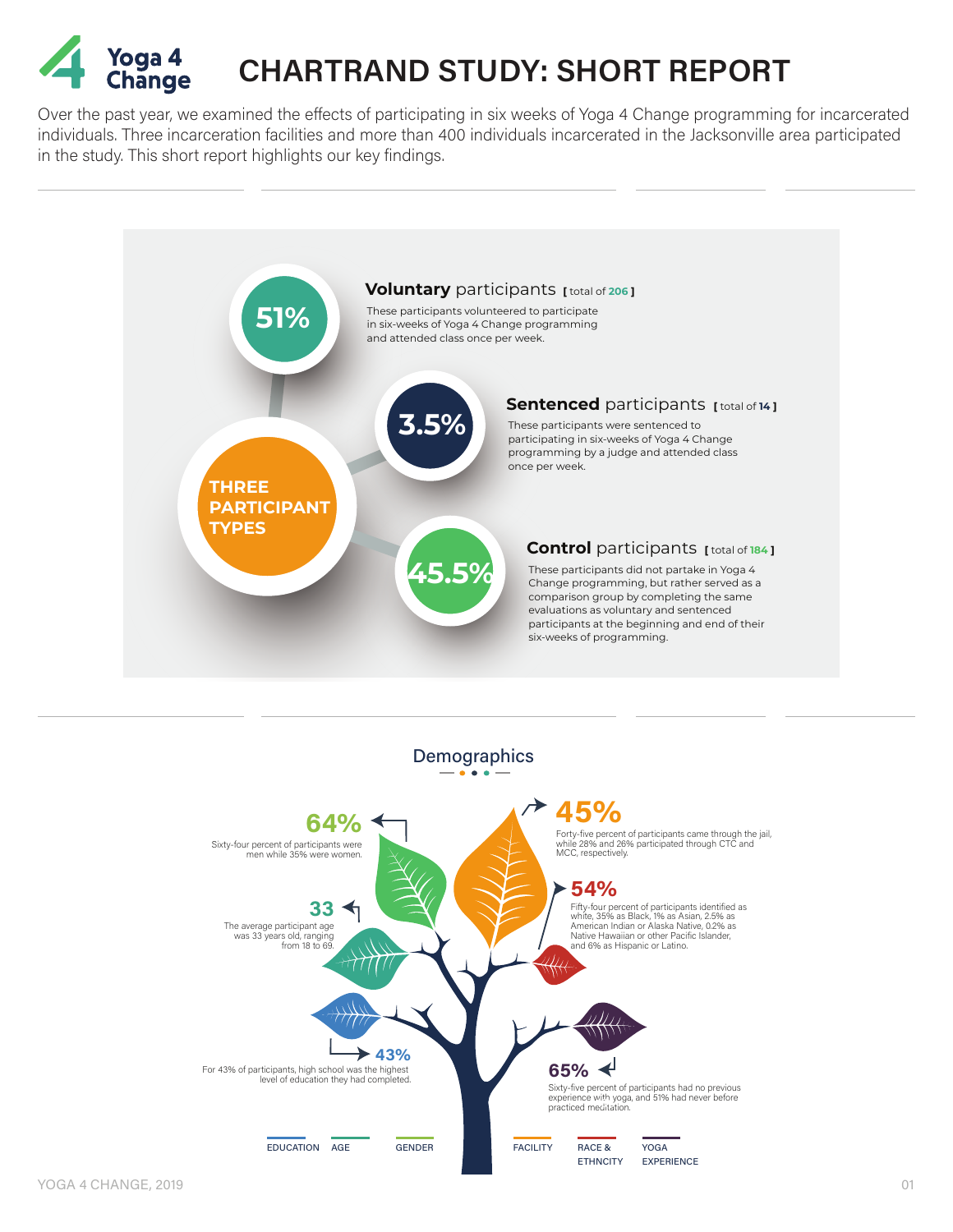# Yoga 4 Change

# CHARTRAND STUDY: SHORT REPORT

Over the past year, we examined the effects of participating in six weeks of Yoga 4 Change programming for incarcerated individuals. Three incarceration facilities and more than 400 individuals incarcerated in the Jacksonville area participated in the study. This short report highlights our key findings.

## THREE PARTICIPANT TYPES

**51%**

**Voluntary** participants [ total of 206 ]

These participants volunteered to participate in six-weeks of Yoga 4 Change programming and attended class once per week.

**3.5%**

**Sentenced** participants [ total of 14 ]

These participants were sentenced to participating in six-weeks of Yoga 4 Change programming by a judge and attended class once per week.

**45.5%**

**Control** participants [ total of 184 ]

These participants did not partake in Yoga 4 Change programming, but rather served as a comparison group by completing the same evaluations as voluntary and sentenced participants at the beginning and end of their six-weeks of programming.

## Demographics

**64%** (Gender)

Sixty-four percent of participants were men while 35% were women.

**33** (Age)

The average participant age was 33 years old, ranging from 18 to 69.

**43%** (Education)

For 43% of participants, high school was the highest level of education they had completed.

**45%** (Facility)

Forty-five percent of participants came through the jail, while 28% and 26% participated through CTC and MCC, respectively.

**54%** (Race & Ethnicity)

Fifty-four percent of participants identified as white, 35% as Black, 1% as Asian, 2.5% as American Indian or Alaska Native, 0.2% as Native Hawaiian or other Pacific Islander, and 6% as Hispanic or Latino.

**65%** (Yoga Experience)

Sixty-five percent of participants had no previous experience with yoga, and 51% had never before practiced meditation.

EDUCATION | AGE | GENDER | FACILITY | RACE & ETHNCITY | YOGA EXPERIENCE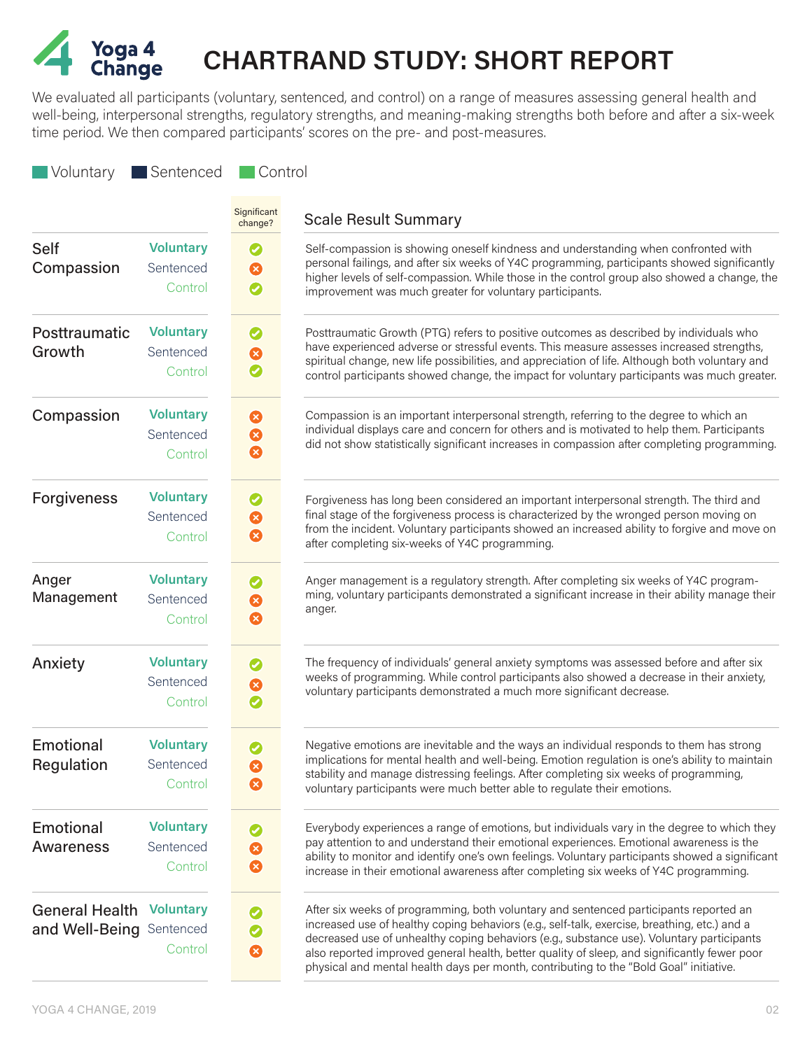# CHARTRAND STUDY: SHORT REPORT

We evaluated all participants (voluntary, sentenced, and control) on a range of measures assessing general health and well-being, interpersonal strengths, regulatory strengths, and meaning-making strengths both before and after a six-week time period. We then compared participants' scores on the pre- and post-measures.

Voluntary | Sentenced | Control

| Measure | Group | Significant change? | Scale Result Summary |
| --- | --- | --- | --- |
| Self Compassion | Voluntary | ✓ | Self-compassion is showing oneself kindness and understanding when confronted with personal failings, and after six weeks of Y4C programming, participants showed significantly higher levels of self-compassion. While those in the control group also showed a change, the improvement was much greater for voluntary participants. |
| | Sentenced | ✗ | |
| | Control | ✓ | |
| Posttraumatic Growth | Voluntary | ✓ | Posttraumatic Growth (PTG) refers to positive outcomes as described by individuals who have experienced adverse or stressful events. This measure assesses increased strengths, spiritual change, new life possibilities, and appreciation of life. Although both voluntary and control participants showed change, the impact for voluntary participants was much greater. |
| | Sentenced | ✗ | |
| | Control | ✓ | |
| Compassion | Voluntary | ✗ | Compassion is an important interpersonal strength, referring to the degree to which an individual displays care and concern for others and is motivated to help them. Participants did not show statistically significant increases in compassion after completing programming. |
| | Sentenced | ✗ | |
| | Control | ✗ | |
| Forgiveness | Voluntary | ✓ | Forgiveness has long been considered an important interpersonal strength. The third and final stage of the forgiveness process is characterized by the wronged person moving on from the incident. Voluntary participants showed an increased ability to forgive and move on after completing six-weeks of Y4C programming. |
| | Sentenced | ✗ | |
| | Control | ✗ | |
| Anger Management | Voluntary | ✓ | Anger management is a regulatory strength. After completing six weeks of Y4C programming, voluntary participants demonstrated a significant increase in their ability manage their anger. |
| | Sentenced | ✗ | |
| | Control | ✗ | |
| Anxiety | Voluntary | ✓ | The frequency of individuals' general anxiety symptoms was assessed before and after six weeks of programming. While control participants also showed a decrease in their anxiety, voluntary participants demonstrated a much more significant decrease. |
| | Sentenced | ✗ | |
| | Control | ✓ | |
| Emotional Regulation | Voluntary | ✓ | Negative emotions are inevitable and the ways an individual responds to them has strong implications for mental health and well-being. Emotion regulation is one's ability to maintain stability and manage distressing feelings. After completing six weeks of programming, voluntary participants were much better able to regulate their emotions. |
| | Sentenced | ✗ | |
| | Control | ✗ | |
| Emotional Awareness | Voluntary | ✓ | Everybody experiences a range of emotions, but individuals vary in the degree to which they pay attention to and understand their emotional experiences. Emotional awareness is the ability to monitor and identify one's own feelings. Voluntary participants showed a significant increase in their emotional awareness after completing six weeks of Y4C programming. |
| | Sentenced | ✗ | |
| | Control | ✗ | |
| General Health and Well-Being | Voluntary | ✓ | After six weeks of programming, both voluntary and sentenced participants reported an increased use of healthy coping behaviors (e.g., self-talk, exercise, breathing, etc.) and a decreased use of unhealthy coping behaviors (e.g., substance use). Voluntary participants also reported improved general health, better quality of sleep, and significantly fewer poor physical and mental health days per month, contributing to the "Bold Goal" initiative. |
| | Sentenced | ✓ | |
| | Control | ✗ | |

YOGA 4 CHANGE, 2019